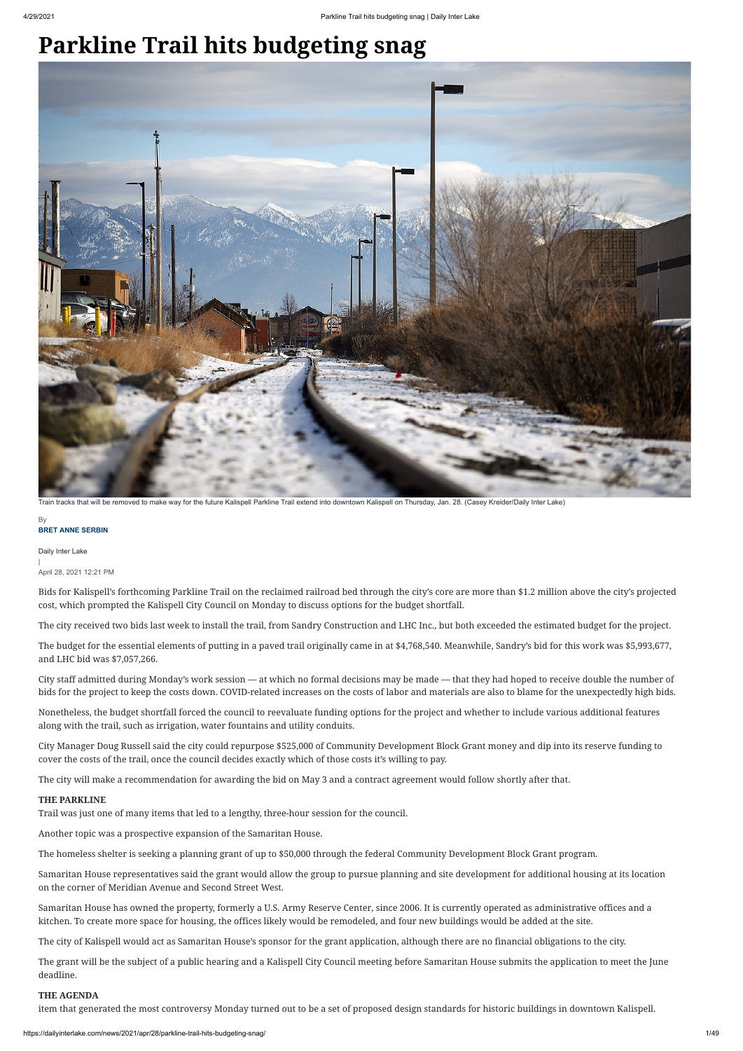# Parkline Trail hits budgeting snag

Train tracks that will be removed to make way for the future Kalispell Parkline Trail extend into downtown Kalispell on Thursday, Jan. 28. (Casey Kreider/Daily Inter Lake)

By
**BRET ANNE SERBIN**

Daily Inter Lake
|
April 28, 2021 12:21 PM

Bids for Kalispell's forthcoming Parkline Trail on the reclaimed railroad bed through the city's core are more than $1.2 million above the city's projected cost, which prompted the Kalispell City Council on Monday to discuss options for the budget shortfall.

The city received two bids last week to install the trail, from Sandry Construction and LHC Inc., but both exceeded the estimated budget for the project.

The budget for the essential elements of putting in a paved trail originally came in at $4,768,540. Meanwhile, Sandry's bid for this work was $5,993,677, and LHC bid was $7,057,266.

City staff admitted during Monday's work session — at which no formal decisions may be made — that they had hoped to receive double the number of bids for the project to keep the costs down. COVID-related increases on the costs of labor and materials are also to blame for the unexpectedly high bids.

Nonetheless, the budget shortfall forced the council to reevaluate funding options for the project and whether to include various additional features along with the trail, such as irrigation, water fountains and utility conduits.

City Manager Doug Russell said the city could repurpose $525,000 of Community Development Block Grant money and dip into its reserve funding to cover the costs of the trail, once the council decides exactly which of those costs it's willing to pay.

The city will make a recommendation for awarding the bid on May 3 and a contract agreement would follow shortly after that.

**THE PARKLINE**

Trail was just one of many items that led to a lengthy, three-hour session for the council.

Another topic was a prospective expansion of the Samaritan House.

The homeless shelter is seeking a planning grant of up to $50,000 through the federal Community Development Block Grant program.

Samaritan House representatives said the grant would allow the group to pursue planning and site development for additional housing at its location on the corner of Meridian Avenue and Second Street West.

Samaritan House has owned the property, formerly a U.S. Army Reserve Center, since 2006. It is currently operated as administrative offices and a kitchen. To create more space for housing, the offices likely would be remodeled, and four new buildings would be added at the site.

The city of Kalispell would act as Samaritan House's sponsor for the grant application, although there are no financial obligations to the city.

The grant will be the subject of a public hearing and a Kalispell City Council meeting before Samaritan House submits the application to meet the June deadline.

**THE AGENDA**

item that generated the most controversy Monday turned out to be a set of proposed design standards for historic buildings in downtown Kalispell.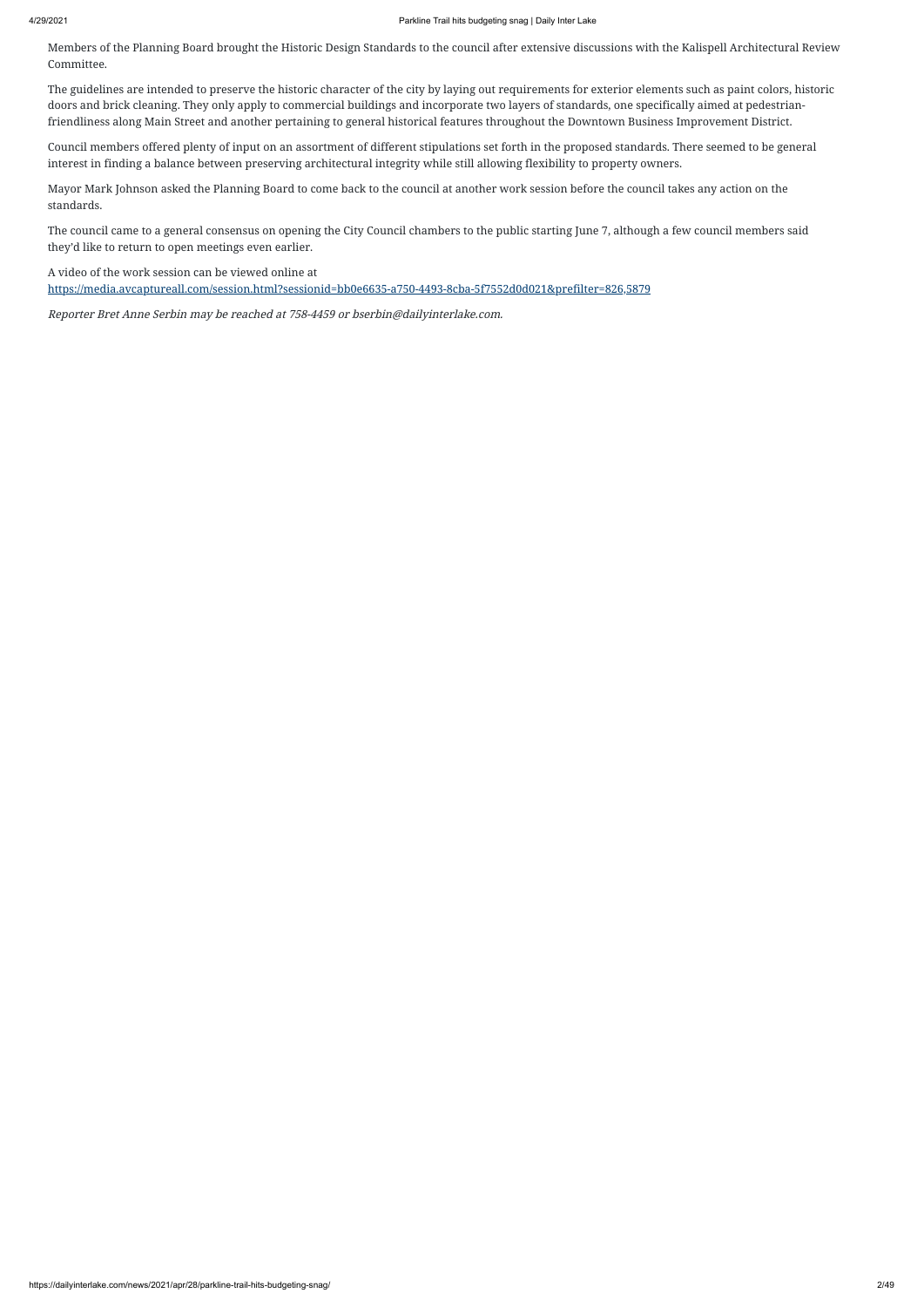Members of the Planning Board brought the Historic Design Standards to the council after extensive discussions with the Kalispell Architectural Review Committee.

The guidelines are intended to preserve the historic character of the city by laying out requirements for exterior elements such as paint colors, historic doors and brick cleaning. They only apply to commercial buildings and incorporate two layers of standards, one specifically aimed at pedestrian-friendliness along Main Street and another pertaining to general historical features throughout the Downtown Business Improvement District.

Council members offered plenty of input on an assortment of different stipulations set forth in the proposed standards. There seemed to be general interest in finding a balance between preserving architectural integrity while still allowing flexibility to property owners.

Mayor Mark Johnson asked the Planning Board to come back to the council at another work session before the council takes any action on the standards.

The council came to a general consensus on opening the City Council chambers to the public starting June 7, although a few council members said they'd like to return to open meetings even earlier.

A video of the work session can be viewed online at https://media.avcaptureall.com/session.html?sessionid=bb0e6635-a750-4493-8cba-5f7552d0d021&prefilter=826,5879

*Reporter Bret Anne Serbin may be reached at 758-4459 or bserbin@dailyinterlake.com.*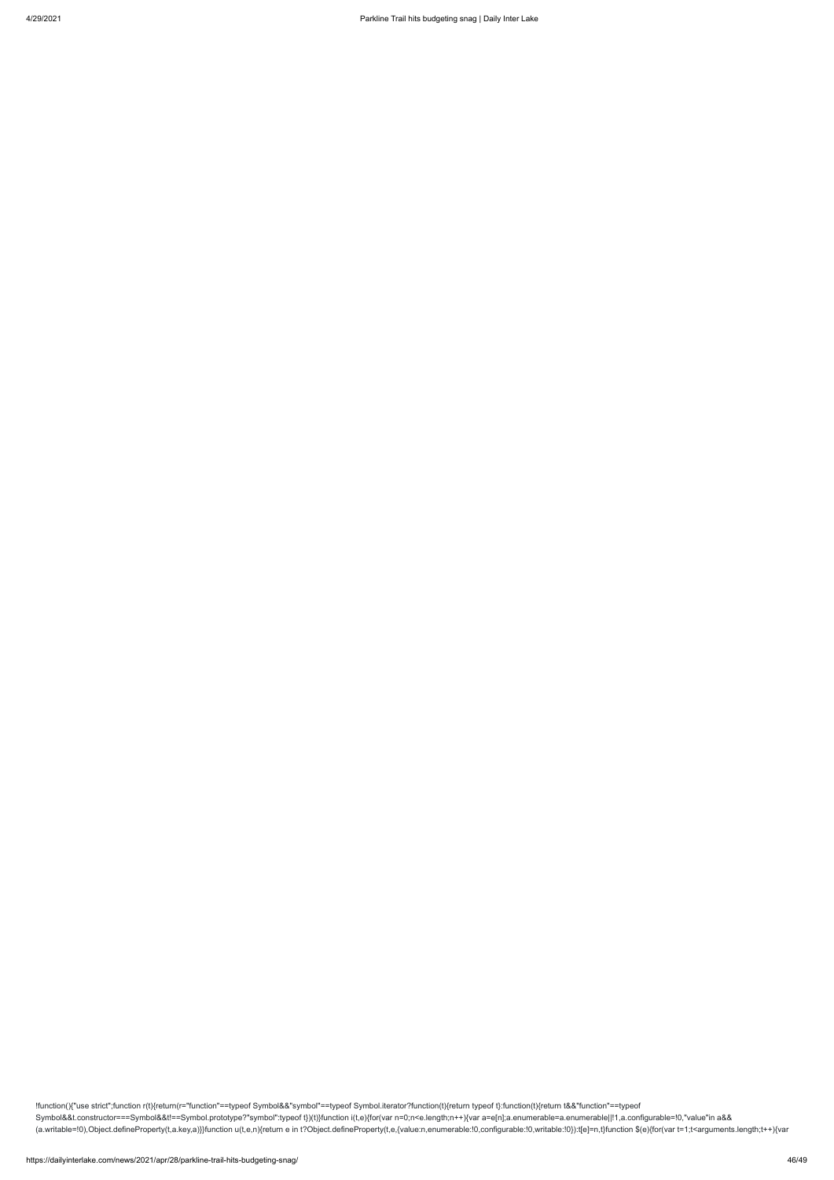```
!function(){"use strict";function r(t){return(r="function"==typeof Symbol&&"symbol"==typeof Symbol.iterator?function(t){return typeof t}:function(t){return t&&"function"==typeof Symbol&&t.constructor===Symbol&&t!==Symbol.prototype?"symbol":typeof t})(t)}function i(t,e){for(var n=0;n<e.length;n++){var a=e[n];a.enumerable=a.enumerable||!1,a.configurable=!0,"value"in a&&(a.writable=!0),Object.defineProperty(t,a.key,a)}}function u(t,e,n){return e in t?Object.defineProperty(t,e,{value:n,enumerable:!0,configurable:!0,writable:!0}):t[e]=n,t}function $(e){for(var t=1;t<arguments.length;t++){var
```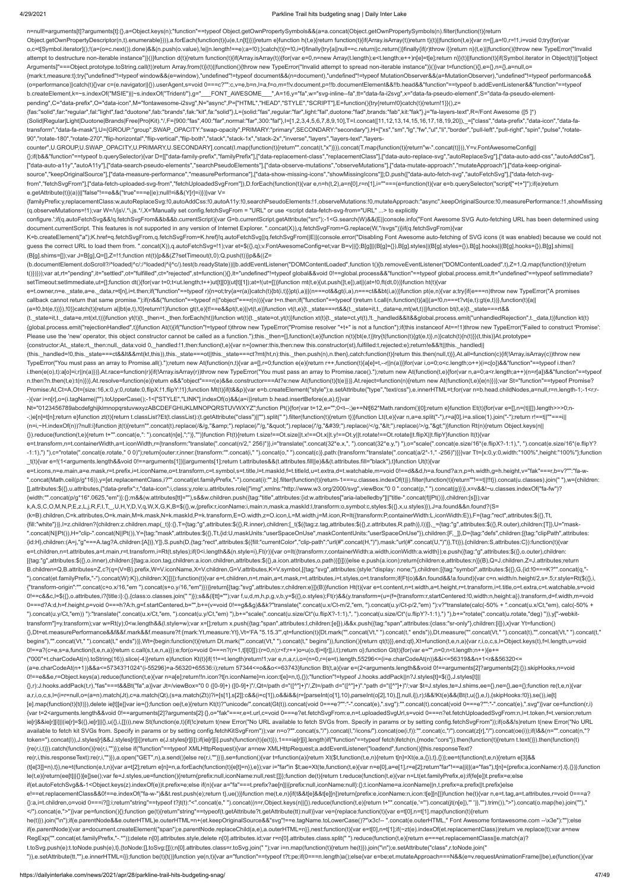```
n=null!=arguments[t]?arguments[t]:{},a=Object.keys(n);"function"==typeof Object.getOwnPropertySymbols&&(a=a.concat(Object.getOwnPropertySymbols(n).filter(function(t){return
Object.getOwnPropertyDescriptor(n,t).enumerable}))),a.forEach(function(t){u(e,t,n[t])})}return e}function h(t,e){return function(t){if(Array.isArray(t))return t}(t)||function(t,e){var n=[],a=!0,r=!1,i=void 0;try{for(var
o,c=t[Symbol.iterator]();!(a=(o=c.next()).done)&&(n.push(o.value),!e||n.length!==e);a=!0);}catch(t){r=!0,i=t}finally{try{a||null==c.return||c.return()}finally{if(r)throw i}}return n}(t,e)||function(){throw new TypeError("Invalid
attempt to destructure non-iterable instance")}()}function d(t){return function(t){if(Array.isArray(t)){for(var e=0,n=new Array(t.length);e<t.length;e++)n[e]=t[e];return n}}(t)||function(t){if(Symbol.iterator in Object(t)||"[object
Arguments]"===Object.prototype.toString.call(t))return Array.from(t)}(t)||function(){throw new TypeError("Invalid attempt to spread non-iterable instance")}()}var t=function(){},e={},n={},a=null,o=
{mark:t,measure:t};try{"undefined"!=typeof window&&(e=window),"undefined"!=typeof document&&(n=document),"undefined"!=typeof MutationObserver&&(a=MutationObserver),"undefined"!=typeof performance&&
(o=performance)}catch(t){}var c=(e.navigator||{}).userAgent,s=void 0===c?"":c,v=e,b=n,l=a,f=o,m=!!v.document,p=!!b.documentElement&&!!b.head&&"function"==typeof b.addEventListener&&"function"==typeof
b.createElement,k=~s.indexOf("MSIE")||~s.indexOf("Trident/"),g="___FONT_AWESOME___",A=16,y="fa",w="svg-inline--fa",tt="data-fa-i2svg",x="data-fa-pseudo-element",S="data-fa-pseudo-element-
pending",C="data-prefix",O="data-icon",M="fontawesome-i2svg",N="async",P=["HTML","HEAD","STYLE","SCRIPT"],E=function(){try{return!0}catch(t){return!1}}(),z=
{fas:"solid",far:"regular",fal:"light",fad:"duotone",fab:"brands",fak:"kit",fa:"solid"},L={solid:"fas",regular:"far",light:"fal",duotone:"fad",brands:"fab",kit:"fak"},j="fa-layers-text",R=/Font Awesome ([5 ]*)
(Solid|Regular|Light|Duotone|Brands|Free|Pro|Kit).*/,F={900:"fas",400:"far",normal:"far",300:"fal"},I=[1,2,3,4,5,6,7,8,9,10],T=I.concat([11,12,13,14,15,16,17,18,19,20]),_=["class","data-prefix","data-icon","data-fa-
transform","data-fa-mask"],U={GROUP:"group",SWAP_OPACITY:"swap-opacity",PRIMARY:"primary",SECONDARY:"secondary"},H=["xs","sm","lg","fw","ul","li","border","pull-left","pull-right","spin","pulse","rotate-
90","rotate-180","rotate-270","flip-horizontal","flip-vertical","flip-both","stack","stack-1x","stack-2x","inverse","layers","layers-text","layers-
counter",U.GROUP,U.SWAP_OPACITY,U.PRIMARY,U.SECONDARY].concat(I.map(function(t){return"".concat(t,"x")})).concat(T.map(function(t){return"w-".concat(t)})),Y=v.FontAwesomeConfig||
{};if(b&&"function"==typeof b.querySelector){var D=[["data-family-prefix","familyPrefix"],["data-replacement-class","replacementClass"],["data-auto-replace-svg","autoReplaceSvg"],["data-auto-add-css","autoAddCss"],
["data-auto-a11y","autoA11y"],["data-search-pseudo-elements","searchPseudoElements"],["data-observe-mutations","observeMutations"],["data-mutate-approach","mutateApproach"],["data-keep-original-
source","keepOriginalSource"],["data-measure-performance","measurePerformance"],["data-show-missing-icons","showMissingIcons"]];D.push(["data-auto-fetch-svg","autoFetchSvg"],["data-fetch-svg-
from","fetchSvgFrom"],["data-fetch-uploaded-svg-from","fetchUploadedSvgFrom"]),D.forEach(function(t){var e,n=h(t,2),a=n[0],r=n[1],i=""===(e=function(t){var e=b.querySelector("script["+t+"]");if(e)return
e.getAttribute(t)}(a))||"false"!==e&&("true"===e||e);null!=i&&(Y[r]=i)})}var V=
{familyPrefix:y,replacementClass:w,autoReplaceSvg:!0,autoAddCss:!0,autoA11y:!0,searchPseudoElements:!1,observeMutations:!0,mutateApproach:"async",keepOriginalSource:!0,measurePerformance:!1,showMissing
(q.observeMutations=!1);var W=/\/js\/.*\.js.*/,X='Manually set config.fetchSvgFrom = "URL" or use <script data-fetch-svg-from="URL" ...> to explicitly
configure.';if(q.autoFetchSvg&&!q.fetchSvgFrom&&b&&b.currentScript){var G=b.currentScript.getAttribute("src");-1<G.search(W)&&(E||console.info("Font Awesome SVG Auto-fetching URL has been determined using
document.currentScript. This features is not supported in any version of Internet Explorer. ".concat(X)),q.fetchSvgFrom=G.replace(W,"/svgs"))}if(q.fetchSvgFrom){var
K=b.createElement("a");K.href=q.fetchSvgFrom,q.fetchSvgFrom=K.href}!q.autoFetchSvg||q.fetchSvgFrom||E||(console.error("Disabling Font Awesome auto-fetching of SVG icons (it was enabled) because we could not
guess the correct URL to load them from. ".concat(X)),q.autoFetchSvg=!1);var et=$({},q);v.FontAwesomeConfig=et;var B=v||{};B[g]||(B[g]={}),B[g].styles||(B[g].styles={}),B[g].hooks||(B[g].hooks={}),B[g].shims||
(B[g].shims=[]);var J=B[g],Q=[],Z=!1;function nt(t){p&&(Z?setTimeout(t,0):Q.push(t))}p&&((Z=
(b.documentElement.doScroll?/^loaded|^c/:/^loaded|^i|^c/).test(b.readyState))||b.addEventListener("DOMContentLoaded",function t(){b.removeEventListener("DOMContentLoaded",t),Z=1,Q.map(function(t){return
t()})}));var at,rt="pending",it="settled",ot="fulfilled",ct="rejected",st=function(){},lt="undefined"!=typeof global&&void 0!==global.process&&"function"==typeof global.process.emit,ft="undefined"==typeof setImmediate?
setTimeout:setImmediate,ut=[];function dt(){for(var t=0;t<ut.length;t++)ut[t][0](ut[t][1]);at=!(ut=[])}function mt(t,e){ut.push([t,e]),at||(at=!0,ft(dt,0))}function ht(t){var
e=t.owner,n=e._state,a=e._data,r=t[n],i=t.then;if("function"==typeof r){n=ot;try{a=r(a)}catch(t){bt(i,t)}}pt(i,a)||(n===ot&&gt(i,a),n===ct&&bt(i,a))}function pt(e,n){var a;try{if(e===n)throw new TypeError("A promises
callback cannot return that same promise.");if(n&&("function"==typeof n||"object"===r(n))){var t=n.then;if("function"==typeof t)return t.call(n,function(t){a||(a=!0,n===t?vt(e,t):gt(e,t))},function(t){a||
(a=!0,bt(e,t))}),!0}}catch(t){return a||bt(e,t),!0}return!1}function gt(t,e){t!==e&&pt(t,e)||vt(t,e)}function vt(t,e){t._state===rt&&(t._state=it,t._data=e,mt(wt,t))}function bt(t,e){t._state===rt&&
(t._state=it,t._data=e,mt(xt,t))}function yt(t){t._then=t._then.forEach(ht)}function wt(t){t._state=ot,yt(t)}function xt(t){t._state=ct,yt(t),!t._handled&&lt&&global.process.emit("unhandledRejection",t._data,t)}function kt(t)
{global.process.emit("rejectionHandled",t)}function At(t){if("function"!=typeof t)throw new TypeError("Promise resolver "+t+" is not a function");if(this instanceof At==!1)throw new TypeError("Failed to construct 'Promise':
Please use the 'new' operator, this object constructor cannot be called as a function.");this._then=[],function(t,e){function n(t){bt(e,t)}try{t(function(t){gt(e,t)},n)}catch(t){n(t)}}(t,this)}At.prototype=
{constructor:At,_state:rt,_then:null,_data:void 0,_handled:!1,then:function(t,e){var n={owner:this,then:new this.constructor(st),fulfilled:t,rejected:e};return!e&&!t||this._handled||
(this._handled=!0,this._state===ct&&lt&&mt(kt,this)),this._state===ot||this._state===ct?mt(ht,n):this._then.push(n),n.then},catch:function(t){return this.then(null,t)}},At.all=function(c){if(!Array.isArray(c))throw new
TypeError("You must pass an array to Promise.all().");return new At(function(n,t){var a=[],r=0;function e(e){return r++,function(t){a[e]=t,--r||n(a)}}for(var i,o=0;o<c.length;o++)(i=c[o])&&"function"==typeof i.then?
i.then(e(o),t):a[o]=i;r||n(a)})},At.race=function(r){if(!Array.isArray(r))throw new TypeError("You must pass an array to Promise.race().");return new At(function(t,e){for(var n,a=0;a<r.length;a++)(n=r[a])&&"function"==typeof
n.then?n.then(t,e):t(n)})},At.resolve=function(e){return e&&"object"===r(e)&&e.constructor===At?e:new At(function(t){t(e)})},At.reject=function(n){return new At(function(t,e){e(n)})};var St="function"==typeof Promise?
Promise:At,Ct=A,Ot={size:16,x:0,y:0,rotate:0,flipX:!1,flipY:!1};function Mt(t){if(t&&p){var e=b.createElement("style");e.setAttribute("type","text/css"),e.innerHTML=t;for(var n=b.head.childNodes,a=null,r=n.length-1;-1<r;r-
-){var i=n[r],o=(i.tagName||"").toUpperCase();-1<["STYLE","LINK"].indexOf(o)&&(a=i)}return b.head.insertBefore(e,a),t}}var
Nt="0123456789abcdefghijklmnopqrstuvwxyzABCDEFGHIJKLMNOPQRSTUVWXYZ";function Pt(){for(var t=12,e="";0<t--;)e+=Nt[62*Math.random()|0];return e}function Et(t){for(var e=[],n=(t||[]).length>>>0;n-
-;)e[n]=t[n];return e}function zt(t){return t.classList?Et(t.classList):(t.getAttribute("class")||"").split(" ").filter(function(t){return t})}function Lt(t,e){var n,a=e.split("-"),r=a[0],i=a.slice(1).join("-");return r!==t||""===i||
(n=i,~H.indexOf(n))?null:i}function jt(t){return"".concat(t).replace(/&/g,"&amp;").replace(/"/g,"&quot;").replace(/'/g,"&#39;").replace(/</g,"&lt;").replace(/>/g,"&gt;")}function Rt(n){return Object.keys(n||
{}).reduce(function(t,e){return t+"".concat(e,": ").concat(n[e],";")},"")}function Ft(t){return t.size!==Ot.size||t.x!==Ot.x||t.y!==Ot.y||t.rotate!==Ot.rotate||t.flipX||t.flipY}function It(t){var
e=t.transform,n=t.containerWidth,a=t.iconWidth,r={transform:"translate(".concat(n/2," 256)")},i="translate(".concat(32*e.x,", ").concat(32*e.y,") "),o="scale(".concat(e.size/16*(e.flipX?-1:1),", ").concat(e.size/16*(e.flipY?
-1:1),") "),c="rotate(".concat(e.rotate," 0 0)");return{outer:r,inner:{transform:"".concat(i," ").concat(o," ").concat(c)},path:{transform:"translate(".concat(a/2*-1," -256)")}}}var Tt={x:0,y:0,width:"100%",height:"100%"};function
_t(t){var e=!(1<arguments.length&&void 0!==arguments[1])||arguments[1];return t.attributes&&(t.attributes.fill||e)&&(t.attributes.fill="black"),t}function Ut(t){var
e=t.icons,n=e.main,a=e.mask,r=t.prefix,i=t.iconName,o=t.transform,c=t.symbol,s=t.title,l=t.maskId,f=t.titleId,u=t.extra,d=t.watchable,m=void 0!==d&&d,h=a.found?a:n,p=h.width,g=h.height,v="fak"===r,b=v?"":"fa-w-
".concat(Math.ceil(p/g*16)),y=[et.replacementClass,i?"".concat(et.familyPrefix,"-").concat(i):"",b].filter(function(t){return-1===u.classes.indexOf(t)}).filter(function(t){return""!==t||!!t}).concat(u.classes).join(" "),w={children:
[],attributes:$({},u.attributes,{"data-prefix":r,"data-icon":i,class:y,role:u.attributes.role||"img",xmlns:"http://www.w3.org/2000/svg",viewBox:"0 0 ".concat(p," ").concat(g)})},x=v&&!~u.classes.indexOf("fa-fw")?
{width:"".concat(p/g*16*.0625,"em")}:{};m&&(w.attributes[tt]=""),s&&w.children.push({tag:"title",attributes:{id:w.attributes["aria-labelledby"]||"title-".concat(f||Pt())},children:[s]});var
k,A,S,C,O,M,N,P,E,z,L,j,R,F,I,T,_,U,H,Y,D,V,q,W,X,G,K,B=$({},w,{prefix:r,iconName:i,main:n,mask:a,maskId:l,transform:o,symbol:c,styles:$({},x,u.styles)}),J=a.found&&n.found?(S=
(k=B).children,C=k.attributes,O=k.main,M=k.mask,N=k.maskId,P=k.transform,E=O.width,z=O.icon,L=M.width,j=M.icon,R=It({transform:P,containerWidth:L,iconWidth:E}),F={tag:"rect",attributes:$({},Tt,
{fill:"white"})},I=z.children?{children:z.children.map(_t)}:{},T={tag:"g",attributes:$({},R.inner),children:[_t($({tag:z.tag,attributes:$({},z.attributes,R.path)},I))]},_={tag:"g",attributes:$({},R.outer),children:[T]},U="mask-
".concat(N||Pt()),H="clip-".concat(N||Pt()),Y={tag:"mask",attributes:$({},Tt,{id:U,maskUnits:"userSpaceOnUse",maskContentUnits:"userSpaceOnUse"}),children:[F,_]},D={tag:"defs",children:[{tag:"clipPath",attributes:
{id:H},children:(A=j,"g"===A.tag?A.children:[A])},Y]},S.push(D,{tag:"rect",attributes:$({fill:"currentColor","clip-path":"url(#".concat(H,")"),mask:"url(#".concat(U,")")},Tt)}),{children:S,attributes:C}):function(t){var
e=t.children,n=t.attributes,a=t.main,r=t.transform,i=Rt(t.styles);if(0<i.length&&(n.style=i),Ft(r)){var o=It({transform:r,containerWidth:a.width,iconWidth:a.width});e.push({tag:"g",attributes:$({},o.outer),children:
[{tag:"g",attributes:$({},o.inner),children:[{tag:a.icon.tag,children:a.icon.children,attributes:$({},a.icon.attributes,o.path)}]}]})}else e.push(a.icon);return{children:e,attributes:n}}(B),Q=J.children,Z=J.attributes;return
B.children=Q,B.attributes=Z,c?(q=(V=B).prefix,W=V.iconName,X=V.children,G=V.attributes,K=V.symbol,[{tag:"svg",attributes:{style:"display: none;"},children:[{tag:"symbol",attributes:$({},G,{id:!0===K?"".concat(q,"-
").concat(et.familyPrefix,"-").concat(W):K}),children:X}]}]):function(t){var e=t.children,n=t.main,a=t.mask,r=t.attributes,i=t.styles,o=t.transform;if(Ft(o)&&n.found&&!a.found){var c=n.width/n.height/2,s=.5;r.style=Rt($({},i,
{"transform-origin":"".concat(c+o.x/16,"em ").concat(s+o.y/16,"em")}))}return[{tag:"svg",attributes:r,children:e}]}(B)}function Ht(t){var e=t.content,n=t.width,a=t.height,r=t.transform,i=t.title,o=t.extra,c=t.watchable,s=void
0!==c&&c,l=$({},o.attributes,i?{title:i}:{},{class:o.classes.join(" ")});s&&(l[tt]="");var f,u,d,m,h,p,g,v,b,y=$({},o.styles);Ft(r)&&(y.transform=(u=(f={transform:r,startCentered:!0,width:n,height:a}).transform,d=f.width,m=void
0===d?A:d,h=f.height,p=void 0===h?A:h,g=f.startCentered,b="",b+=(v=void 0!==g&&g)&&k?"translate(".concat(u.x/Ct-m/2,"em, ").concat(u.y/Ct-p/2,"em) "):v?"translate(calc(-50% + ".concat(u.x/Ct,"em), calc(-50% +
").concat(u.y/Ct,"em)) "):"translate(".concat(u.x/Ct,"em, ").concat(u.y/Ct,"em) "),b+="scale(".concat(u.size/Ct*(u.flipX?-1:1),", ").concat(u.size/Ct*(u.flipY?-1:1),") "),b+="rotate(".concat(u.rotate,"deg) ")),y["-webkit-
transform"]=y.transform);var w=Rt(y);0<w.length&&(l.style=w);var x=[];return x.push({tag:"span",attributes:l,children:[e]}),i&&x.push({tag:"span",attributes:{class:"sr-only"},children:[i]}),x}var Yt=function()
{},Dt=et.measurePerformance&&f&&f.mark&&f.measure?f:{mark:Yt,measure:Yt},Vt="FA "5.15.3"",qt=function(t){Dt.mark("".concat(Vt," ").concat(t," ends")),Dt.measure("".concat(Vt," ").concat(t),"".concat(Vt," ").concat(t,"
begins"),"".concat(Vt," ").concat(t," ends"))},Wt={begin:function(t){return Dt.mark("".concat(Vt," ").concat(t," begins")),function(){return qt(t)}},end:qt},Xt=function(t,e,n,a){var r,i,o,c,s,l=Object.keys(t),f=l.length,u=void
0!==a?(c=e,s=a,function(t,e,n,a){return c.call(s,t,e,n,a)}):e;for(o=void 0===n?(r=1,t[l[0]]):(r=0,n);r<f;r++)o=u(o,t[i=l[r]],i,t);return o};function Gt(t){for(var e="",n=0;n<t.length;n++){e+=
("000"+t.charCodeAt(n).toString(16)).slice(-4)}return e}function Kt(t){if(1!==t.length)return!1;var e,n,a,r,i,o=(n=0,r=(e=t).length,55296<=(i=e.charCodeAt(n))&&i<=56319&&n+1<r&&56320<=
(a=e.charCodeAt(n+1))&&a<=57343?1024*(i-55296)+a-56320+65536:i);return 57344<=o&&o<=63743}function Bt(t,a){var e=(2<arguments.length&&void 0!==arguments[2]?arguments[2]:{}).skipHooks,n=void
0!==e&&e,r=Object.keys(a).reduce(function(t,e){var n=a[e];return!!n.icon?t[n.iconName]=n.icon:t[e]=n,t},{});"function"!=typeof J.hooks.addPack||n?J.styles[t]=$({},J.styles[t]||
{},r):J.hooks.addPack(t,r),"fas"===t&&Bt("fa",a)}var Jt=/viewBox="0 0 ([0-9]+) ([0-9]+)"/,Qt=/path d="([^"]+)"/,Zt=/path d="([^"]+)".*path d="([^"]+)"/;var $t=J.styles,te=J.shims,ee={},ne={},ae={};function re(t,e,n){var
a,r,i,o,c,s,l=(i=r=null,o=(a=n).match(Jt),c=a.match(Qt),(s=a.match(Zt))?i=[s[1],s[2]]:c&&(i=c[1]),o&&i&&(r=[parseInt(o[1],10),parseInt(o[2],10),[],null,i]),r);!l&&Kt(e)&&(Bt(t,u({},e,l),{skipHooks:!0}),se()),ie[t]
[e].map(function(t){t(l)}),delete ie[t][e]}var ie={};function oe(t,e){return Kt(t)?"unicode/".concat(Gt(t)).concat(void 0===e?"":"-".concat(e),".svg"):"".concat(t).concat(void 0===e?"":"-".concat(e),".svg")}var ce=function(r,i)
{var t=2<arguments.length&&void 0!==arguments[2]?arguments[2]:{},o="fak"===r,e=t.url,c=void 0===e?et.fetchSvgFrom:e,n=t.uploadedSvgUrl,s=void 0===n?et.fetchUploadedSvgFrom:n,l=t.token,f=t.version;return
ie[r]&&ie[r][i]||(ie[r]=$({},ie[r]||{},u({},i,[]))),new St(function(e,t){if(!c)return t(new Error("No URL available to fetch SVGs from. Specify in params or by setting config.fetchSvgFrom"));if(o&&!s)return t(new Error("No URL
available to fetch kit SVGs from. Specify in params or by setting config.fetchKitSvgFrom"));var n=o?"".concat(s,"/").concat(l,"/icons/").concat(oe(i,f)):"".concat(c,"/").concat(z[r],"/").concat(oe(i));if(l&&(n="".concat(n,"?
token=").concat(l)),J.styles[r]&&J.styles[r][i])return e(J.styles[r][i]);if(ie[r][i].push(function(t){e(t)}),1===ie[r][i].length)if("function"==typeof fetch)fetch(n,{mode:"cors"}).then(function(t){return t.text()}).then(function(t)
{re(r,i,t)}).catch(function(){re(r,i,"")});else if("function"==typeof XMLHttpRequest){var a=new XMLHttpRequest;a.addEventListener("loadend",function(){this.responseText?
re(r,i,this.responseText):re(r,i,"")}),a.open("GET",n),a.send()}else re(r,i,"")})},se=function(){var t=function(a){return Xt($t,function(t,e,n){return t[n]=Xt(e,a,{}),t},{})};ee=t(function(t,e,n){return e[3]&&
(t[e[3]]=n),t}),ne=t(function(e,t,n){var a=t[2];return e[n]=n,a.forEach(function(t){e[t]=n}),e});var r="far"in $t;ae=Xt(te,function(t,e){var n=e[0],a=e[1],r=e[2];return"far"!==a||r||(a="fas"),t[n]={prefix:a,iconName:r},t},{})};function
le(t,e){return(ee[t]||{})[e]}se();var fe=J.styles,ue=function(){return{prefix:null,iconName:null,rest:[]}};function de(t){return t.reduce(function(t,e){var n=Lt(et.familyPrefix,e);if(fe[e])t.prefix=e;else
if(et.autoFetchSvg&&-1<Object.keys(z).indexOf(e))t.prefix=e;else if(n){var a="fa"===t.prefix?ae[n]||{prefix:null,iconName:null}:{};t.iconName=a.iconName||n,t.prefix=a.prefix||t.prefix}else
e!==et.replacementClass&&0!==e.indexOf("fa-w-")&&t.rest.push(e);return t},ue())}function me(t,e,n){if(t&&t[e]&&t[e][n])return{prefix:e,iconName:n,icon:t[e][n]}}function he(t){var n,e=t.tag,a=t.attributes,r=void 0===a?
{}:a,i=t.children,o=void 0===i?[]:i;return"string"==typeof t?jt(t):"<".concat(e," ").concat((n=r,Object.keys(n||{}).reduce(function(t,e){return t+"".concat(e,'="').concat(jt(n[e]),'" ')},"").trim()),">").concat(o.map(he).join(""),"
</").concat(e,">")}var pe=function(){};function ge(t){return"string"==typeof(t.getAttribute?t.getAttribute(tt):null)}var ve={replace:function(t){var e=t[0],n=t[1].map(function(t){return
he(t)}).join("\n");if(e.parentNode&&e.outerHTML)e.outerHTML=n+(et.keepOriginalSource&&"svg"!==e.tagName.toLowerCase()?"\x3c!-- ".concat(e.outerHTML," Font Awesome fontawesome.com --\x3e"):"");else
if(e.parentNode){var a=document.createElement("span");e.parentNode.replaceChild(a,e),a.outerHTML=n}},nest:function(t){var e=t[0],n=t[1];if(~zt(e).indexOf(et.replacementClass))return ve.replace(t);var a=new
RegExp("".concat(et.familyPrefix,"-.*"));delete n[0].attributes.style,delete n[0].attributes.id;var r=n[0].attributes.class.split(" ").reduce(function(t,e){return e===et.replacementClass||e.match(a)?
t.toSvg.push(e):t.toNode.push(e),t},{toNode:[],toSvg:[]});n[0].attributes.class=r.toSvg.join(" ");var i=n.map(function(t){return he(t)}).join("\n");e.setAttribute("class",r.toNode.join("
")),e.setAttribute(tt,""),e.innerHTML=i}};function be(t){t()}function ye(n,t){var a="function"==typeof t?t:pe;if(0===n.length)a();else{var e=be;et.mutateApproach===N&&(e=v.requestAnimationFrame||be),e(function(){var
```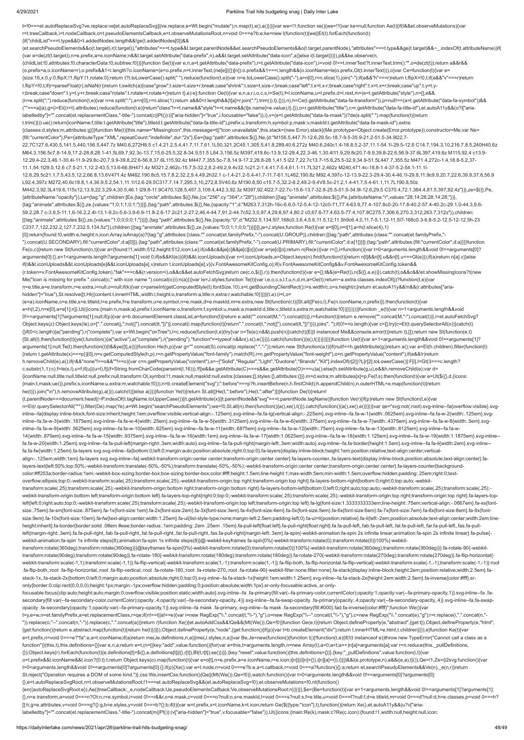```
t=!0===et.autoReplaceSvg?ve.replace:ve[et.autoReplaceSvg]||ve.replace,e=Wt.begin("mutate");n.map(t),e(),a()})}}var we=!1;function xe(){we=!1}var ke=null;function Ae(t){if(l&&et.observeMutations){var
r=t.treeCallback,i=t.nodeCallback,o=t.pseudoElementsCallback,e=t.observeMutationsRoot,n=void 0===e?b:e;ke=new l(function(t){we||Et(t).forEach(function(t)
{if("childList"===t.type&&0<t.addedNodes.length&&!ge(t.addedNodes[0])&&
(et.searchPseudoElements&&o(t.target),r(t.target)),"attributes"===t.type&&t.target.parentNode&&et.searchPseudoElements&&o(t.target.parentNode),"attributes"===t.type&&ge(t.target)&&~_.indexOf(t.attributeName))if(
{var e=de(zt(t.target)),n=e.prefix,a=e.iconName;n&&t.target.setAttribute("data-prefix",n),a&&t.target.setAttribute("data-icon",a)}else i(t.target)})}),p&&ke.observe(n,
{childList:!0,attributes:!0,characterData:!0,subtree:!0})}}function Se(t){var e,n,a=t.getAttribute("data-prefix"),r=t.getAttribute("data-icon"),i=void 0!==t.innerText?t.innerText.trim():"",o=de(zt(t));return a&&r&&
(o.prefix=a,o.iconName=r),o.prefix&&1<i.length?o.iconName=(e=o.prefix,n=t.innerText,(ne[e]||{})[n]):o.prefix&&1===i.length&&(o.iconName=le(o.prefix,Gt(t.innerText))),o}var Ce=function(t){var e=
{size:16,x:0,y:0,flipX:!1,flipY:!1,rotate:0};return t?t.toLowerCase().split(" ").reduce(function(t,e){var n=e.toLowerCase().split("-"),a=n[0],r=n.slice(1).join("-");if(a&&"h"===r)return t.flipX=!0,t;if(a&&"v"===r)return
t.flipY=!0,t;if(r=parseFloat(r),isNaN(r))return t;switch(a){case"grow":t.size=t.size+r;break;case"shrink":t.size=t.size-r;break;case"left":t.x=t.x-r;break;case"right":t.x=t.x+r;break;case"up":t.y=t.y-
r;break;case"down":t.y=t.y+r;break;case"rotate":t.rotate=t.rotate+r}return t},e):e};function Oe(t){var e,n,a,r,i,o,c,s,l=Se(t),f=l.iconName,u=l.prefix,m=l.rest,d=(e=t.getAttribute("style"),n=[],e&&
(n=e.split(";").reduce(function(t,e){var n=e.split(":"),a=n[0],r=n.slice(1);return a&&0<r.length&&(t[a]=r.join(":").trim()),t},{})),n),h=Ce(t.getAttribute("data-fa-transform")),p=null!==(a=t.getAttribute("data-fa-symbol"))&&
(""===a||a),g=(i=Et((r=t).attributes).reduce(function(t,e){return"class"!==t.name&&"style"!==t.name&&(t[e.name]=e.value),t},{}),o=r.getAttribute("title"),c=r.getAttribute("data-fa-title-id"),et.autoA11y&&(o?i["aria-
labelledby"]="".concat(et.replacementClass,"-title-").concat(c||Pt()):(i["aria-hidden"]="true",i.focusable="false")),i),v=(s=t.getAttribute("data-fa-mask"))?de(s.split(" ").map(function(t){return
t.trim()})):ue();return{iconName:f,title:t.getAttribute("title"),titleId:t.getAttribute("data-fa-title-id"),prefix:u,transform:h,symbol:p,mask:v,maskId:t.getAttribute("data-fa-mask-id"),extra:
{classes:d,styles:m,attributes:g}}}function Me(t){this.name="MissingIcon",this.message=t||"Icon unavailable",this.stack=(new Error).stack}(Me.prototype=Object.create(Error.prototype)).constructor=Me;var Ne=
{fill:"currentColor"},Pe={attributeType:"XML",repeatCount:"indefinite",dur:"2s"},Ee={tag:"path",attributes:$({},Ne,{d:"M156.5,447.7l-12.6,29.5c-18.7-9.5-35.9-21.2-51.5-34.9l22.7-
22.7C127.6,430.5,141.5,440,156.5,447.7z M40.6,272H8.5 c1.4,21.2,5.4,41.7,11.7,61.1L50,321.2C45.1,305.5,41.8,289,40.6,272z M40.6,240c1.4-18.8,5.2-37,11.1-54.1l-29.5-12.6 C14.7,194.3,10,216.7,8.5,240H40.6z
M64.3,156.5c7.8-14.9,17.2-28.8,28.1-41.5L69.7,92.3c-13.7,15.6-25.5,32.8-34.9,51.5 L64.3,156.5z M397,419.6c-13.9,12-29.4,22.3-46.1,30.4l11.9,29.8c20.7-9.9,39.8-22.6,56.9-37.6L397,419.6z M115,92.4 c13.9-
12,29.4-22.3,46.1-30.4l-11.9-29.8c-20.7,9.9-39.8,22.6-56.8,37.6L115,92.4z M447.7,355.5c-7.8,14.9-17.2,28.8-28.1,41.5 l22.7,22.7c13.7-15.6,25.5-32.9,34.9-51.5L447.7,355.5z M471.4,272c-1.4,18.8-5.2,37-
11.1,54.1l29.5,12.6 c7.5-21.1,12.2-43.5,13.6-66.8H471.4z M321.2,462c-15.7,5-32.2,8.2-49.2,9.4v32.1c21.2-1.4,41.7-5.4,61.1-11.7L321.2,462z M240,471.4c-18.8-1.4-37-5.2-54.1-11.1l-
12.6,29.5c21.1,7.5,43.5,12.2,66.8,13.6V471.4z M462,190.8c5,15.7,8.2,32.2,9.4,49.2h32.1 c-1.4-21.2-5.4-41.7-11.7-61.1L462,190.8z M92.4,397c-12-13.9-22.3-29.4-30.4-46.1l-29.8,11.9c9.9,20.7,22.6,39.8,37.6,56.9
L92.4,397z M272,40.6c18.8,1.4,36.9,5.2,54.1,11.1l12.6-29.5C317.7,14.7,295.3,10,272,8.5V40.6z M190.8,50 c15.7-5,32.2-8.2,49.2-9.4V8.5c-21.2,1.4-41.7,5.4-61.1,11.7L190.8,50z
M442.3,92.3L419.6,115c12,13.9,22.3,29.4,30.5,46.1 l29.8-11.9C470,128.5,457.3,109.4,442.3,92.3z M397,92.4l22.7-22.7c-15.6-13.7-32.8-25.5-51.5-34.9l-12.6,29.5 C370.4,72.1,384.4,81.5,397,92.4z"})},ze=$({},Pe,
{attributeName:"opacity"}),Le={tag:"g",children:[Ee,{tag:"circle",attributes:$({},Ne,{cx:"256",cy:"364",r:"28"}),children:[{tag:"animate",attributes:$({},Pe,{attributeName:"r",values:"28;14;28;28;14;28;"})},
{tag:"animate",attributes:$({},ze,{values:"1;0;1;1;0;1;"})}]},{tag:"path",attributes:$({},Ne,{opacity:"1",d:"M263.7,312h-16c-6.6,0-12-5.4-12-12c0-71,77.4-63.9,77.4-107.8c0-20-17.8-40.2-57.4-40.2c-29.1,0-44.3,9.6-
59.2,28.7 c-3.9,5-11.1,6-16.2,2.4l-13.1-9.2c-5.6-3.9-6.9-11.8-2.6-17.2c21.2-27.2,46.4-44.7,91.2-44.7c52.3,0,97.4,29.8,97.4,80.2 c0,67.6-77.4,63.5-77.4,107.8C275.7,306.6,270.3,312,263.7,312z"}),children:
[{tag:"animate",attributes:$({},ze,{values:"1;0;0;0;0;1;"})}]},{tag:"path",attributes:$({},Ne,{opacity:"0",d:"M232.5,134.5l7,168c0.3,6.4,5.6,11.5,12,11.5h9c6.4,0,11.7-5.1,12-11.5l7-168c0.3-6.8-5.2-12.5-12-12.5h-23
C237.7,122,232.2,127.7,232.5,134.5z"}),children:[{tag:"animate",attributes:$({},ze,{values:"0;0;1;1;0;0;"})}]}]},je=J.styles;function Re(t){var e=t[0],n=t[1],a=h(t.slice(4),1)
[0];return{found:!0,width:e,height:n,icon:Array.isArray(a)?{tag:"g",attributes:{class:"".concat(et.familyPrefix,"-").concat(U.GROUP)},children:[{tag:"path",attributes:{class:"".concat(et.familyPrefix,"-
").concat(U.SECONDARY),fill:"currentColor",d:a[0]}},{tag:"path",attributes:{class:"".concat(et.familyPrefix,"-").concat(U.PRIMARY),fill:"currentColor",d:a[1]}}]}:{tag:"path",attributes:{fill:"currentColor",d:a}}}}function
Fe(o,c){return new St(function(n,t){var a={found:!1,width:512,height:512,icon:Le};if(o&&c&&je[c]&&je[c][o]){var e=je[c][o];return n(Re(e))}var r={},i=function(){var t=0<arguments.length&&void 0!==arguments[0]?
arguments[0]:{},e=1<arguments.length?arguments[1]:void 0;if(e&&Kt(e)){if(t&&t.iconUploads){var n=t.iconUploads,a=Object.keys(n).find(function(t){return n[t]&&n[t].u&&n[t].u===Gt(e)});if(a)return n[a].v}}else
if(t&&t.iconUploads&&t.iconUploads[e]&&t.iconUploads[e].v)return t.iconUploads[e].v}(v.FontAwesomeKitConfig,o);if(v.FontAwesomeKitConfig&&v.FontAwesomeKitConfig.token&&
(r.token=v.FontAwesomeKitConfig.token),"fak"===c&&(r.version=i),o&&c&&et.autoFetchSvg)return ce(c,o,$({},r)).then(function(t){var e={};t&&(e=Re(t)),n($({},a,e))}).catch(t);o&&c&&!et.showMissingIcons?t(new
Me("Icon is missing for prefix ".concat(c," with icon name ").concat(o))):n(a)})}var Ie=J.styles;function Te(t){var i,e,o,c,s,l,f,u,n,d,m,a=(n=Oe(t));return~a.extra.classes.indexOf(j)?function(t,e){var
n=e.title,a=e.transform,r=e.extra,i=null,o=null;if(k){var c=parseInt(getComputedStyle(t).fontSize,10),s=t.getBoundingClientRect();i=s.width/c,o=s.height/c}return et.autoA11y&&!n&&(r.attributes["aria-
hidden"]="true"),St.resolve([t,Ht({content:t.innerHTML,width:i,height:o,transform:a,title:n,extra:r,watchable:!0})])}(t,a):(i=t,o=
(e=a).iconName,c=e.title,s=e.titleId,l=e.prefix,f=e.transform,u=e.symbol,n=e.mask,d=e.maskId,m=e.extra,new St(function(r,t){St.all([Fe(o,l),Fe(n.iconName,n.prefix)]).then(function(t){var
e=h(t,2),n=e[0],a=e[1];r([i,Ut({icons:{main:n,mask:a},prefix:l,iconName:o,transform:f,symbol:u,mask:a,maskId:d,title:c,titleId:s,extra:m,watchable:!0})])})}))}function _e(t){var n=1<arguments.length&&void
0!==arguments[1]?arguments[1]:null;if(p){var e=b.documentElement.classList,a=function(t){return e.add("".concat(M,"-").concat(t))},r=function(t){return e.remove("".concat(M,"-").concat(t))},i=et.autoFetchSvg?
Object.keys(z):Object.keys(Ie),o=[".".concat(j,":not([").concat(tt,"])")].concat(i.map(function(t){return".".concat(t,":not([").concat(tt,"])")})).join(", ");if(0!==o.length){var c=[];try{c=Et(t.querySelectorAll(o))}catch(t)
{}if(0<c.length){a("pending"),r("complete");var s=Wt.begin("onTree"),l=c.reduce(function(t,e){try{var n=Te(e);n&&t.push(n)}catch(t){E||t instanceof Me&&console.error(t)}return t},[]);return new St(function(e,t)
{St.all(l).then(function(t){ye(t,function(){a("active"),a("complete"),r("pending"),"function"==typeof n&&n(),s(),e()})}).catch(function(){s(),t()})})}}}}function Ue(t){var e=1<arguments.length&&void 0!==arguments[1]?
arguments[1]:null;Te(t).then(function(t){t&&ye([t],e)})}function He(h,p){var g="".concat(S).concat(p.replace(":","-"));return new St(function(a,t){if(null!==h.getAttribute(g))return a();var e=Et(h.children).filter(function(t)
{return t.getAttribute(x)===p})[0],n=v.getComputedStyle(h,p),r=n.getPropertyValue("font-family").match(R),i=n.getPropertyValue("font-weight"),o=n.getPropertyValue("content");if(e&&!r)return
h.removeChild(e),a();if(r&&"none"!==o&&""!==o){var c=n.getPropertyValue("content"),s=~["Solid","Regular","Light","Duotone","Brands","Kit"].indexOf(r[2])?L[r[2].toLowerCase()]:F[i],l=Gt(3===c.length?
c.substr(1,1):c),f=le(s,l),u=f;if(u||(u=l),f||(f=String.fromCharCode(parseInt(l,16))),!f||e&&e.getAttribute(C)===s&&e.getAttribute(O)===u)a();else{h.setAttribute(g,u),e&&h.removeChild(e);var d=
{iconName:null,title:null,titleId:null,prefix:null,transform:Ot,symbol:!1,mask:null,maskId:null,extra:{classes:[],styles:{},attributes:{}}},m=d.extra;m.attributes[x]=p,Fe(f,s).then(function(t){var e=Ut($({},d,{icons:
{main:t,mask:ue()},prefix:s,iconName:u,extra:m,watchable:!0})),n=b.createElement("svg");":before"===p?h.insertBefore(n,h.firstChild):h.appendChild(n),n.outerHTML=e.map(function(t){return
he(t)}).join("\n"),h.removeAttribute(g),a()}).catch(t)}}else a()})}function Ye(t){return St.all([He(t,":before"),He(t,":after")])}function De(t){return!
(t.parentNode===document.head||~P.indexOf(t.tagName.toUpperCase())||t.getAttribute(x)||t.parentNode&&"svg"===t.parentNode.tagName)}function Ve(r){if(p)return new St(function(t,e){var
n=Et(r.querySelectorAll("*")).filter(De).map(Ye),a=Wt.begin("searchPseudoElements");we=!0,St.all(n).then(function(){a(),xe(),t()}).catch(function(){a(),xe(),e()})})}var qe="svg:not(:root).svg-inline--fa{overflow:visible}.svg-
inline--fa{display:inline-block;font-size:inherit;height:1em;overflow:visible;vertical-align:-.125em}.svg-inline--fa.fa-lg{vertical-align:-.225em}.svg-inline--fa.fa-w-1{width:.0625em}.svg-inline--fa.fa-w-2{width:.125em}.svg-
inline--fa.fa-w-3{width:.1875em}.svg-inline--fa.fa-w-4{width:.25em}.svg-inline--fa.fa-w-5{width:.3125em}.svg-inline--fa.fa-w-6{width:.375em}.svg-inline--fa.fa-w-7{width:.4375em}.svg-inline--fa.fa-w-8{width:.5em}.svg-
inline--fa.fa-w-9{width:.5625em}.svg-inline--fa.fa-w-10{width:.625em}.svg-inline--fa.fa-w-11{width:.6875em}.svg-inline--fa.fa-w-12{width:.75em}.svg-inline--fa.fa-w-13{width:.8125em}.svg-inline--fa.fa-w-
14{width:.875em}.svg-inline--fa.fa-w-15{width:.9375em}.svg-inline--fa.fa-w-16{width:1em}.svg-inline--fa.fa-w-17{width:1.0625em}.svg-inline--fa.fa-w-18{width:1.125em}.svg-inline--fa.fa-w-19{width:1.1875em}.svg-inline--
fa.fa-w-20{width:1.25em}.svg-inline--fa.fa-pull-left{margin-right:.3em;width:auto}.svg-inline--fa.fa-pull-right{margin-left:.3em;width:auto}.svg-inline--fa.fa-border{height:1.5em}.svg-inline--fa.fa-li{width:2em}.svg-inline--
fa.fa-fw{width:1.25em}.fa-layers svg.svg-inline--fa{bottom:0;left:0;margin:auto;position:absolute;right:0;top:0}.fa-layers{display:inline-block;height:1em;position:relative;text-align:center;vertical-
align:-.125em;width:1em}.fa-layers svg.svg-inline--fa{-webkit-transform-origin:center center;transform-origin:center center}.fa-layers-counter,.fa-layers-text{display:inline-block;position:absolute;text-align:center}.fa-
layers-text{left:50%;top:50%;-webkit-transform:translate(-50%,-50%);transform:translate(-50%,-50%);-webkit-transform-origin:center center;transform-origin:center center}.fa-layers-counter{background-
color:#ff253a;border-radius:1em;-webkit-box-sizing:border-box;box-sizing:border-box;color:#fff;height:1.5em;line-height:1;max-width:5em;min-width:1.5em;overflow:hidden;padding:.25em;right:0;text-
overflow:ellipsis;top:0;-webkit-transform:scale(.25);transform:scale(.25);-webkit-transform-origin:top right;transform-origin:top right}.fa-layers-bottom-right{bottom:0;right:0;top:auto;-webkit-
transform:scale(.25);transform:scale(.25);-webkit-transform-origin:bottom right;transform-origin:bottom right}.fa-layers-bottom-left{bottom:0;left:0;right:auto;top:auto;-webkit-transform:scale(.25);transform:scale(.25);-
webkit-transform-origin:bottom left;transform-origin:bottom left}.fa-layers-top-right{right:0;top:0;-webkit-transform:scale(.25);transform:scale(.25);-webkit-transform-origin:top right;transform-origin:top right}.fa-layers-top-
left{left:0;right:auto;top:0;-webkit-transform:scale(.25);transform:scale(.25);-webkit-transform-origin:top left;transform-origin:top left}.fa-lg{font-size:1.3333333333em;line-height:.75em;vertical-align:-.0667em}.fa-xs{font-
size:.75em}.fa-sm{font-size:.875em}.fa-1x{font-size:1em}.fa-2x{font-size:2em}.fa-3x{font-size:3em}.fa-4x{font-size:4em}.fa-5x{font-size:5em}.fa-6x{font-size:6em}.fa-7x{font-size:7em}.fa-8x{font-size:8em}.fa-9x{font-
size:9em}.fa-10x{font-size:10em}.fa-fw{text-align:center;width:1.25em}.fa-ul{list-style-type:none;margin-left:2.5em;padding-left:0}.fa-ul>li{position:relative}.fa-li{left:-2em;position:absolute;text-align:center;width:2em;line-
height:inherit}.fa-border{border:solid .08em #eee;border-radius:.1em;padding:.2em .25em .15em}.fa-pull-left{float:left}.fa-pull-right{float:right}.fa.fa-pull-left,.fab.fa-pull-left,.fal.fa-pull-left,.far.fa-pull-left,.fas.fa-pull-
left{margin-right:.3em}.fa.fa-pull-right,.fab.fa-pull-right,.fal.fa-pull-right,.far.fa-pull-right,.fas.fa-pull-right{margin-left:.3em}.fa-spin{-webkit-animation:fa-spin 2s infinite linear;animation:fa-spin 2s infinite linear}.fa-pulse{-
webkit-animation:fa-spin 1s infinite steps(8);animation:fa-spin 1s infinite steps(8)}@-webkit-keyframes fa-spin{0%{-webkit-transform:rotate(0);transform:rotate(0)}100%{-webkit-
transform:rotate(360deg);transform:rotate(360deg)}}@keyframes fa-spin{0%{-webkit-transform:rotate(0);transform:rotate(0)}100%{-webkit-transform:rotate(360deg);transform:rotate(360deg)}}.fa-rotate-90{-webkit-
transform:rotate(90deg);transform:rotate(90deg)}.fa-rotate-180{-webkit-transform:rotate(180deg);transform:rotate(180deg)}.fa-rotate-270{-webkit-transform:rotate(270deg);transform:rotate(270deg)}.fa-flip-horizontal{-
webkit-transform:scale(-1,1);transform:scale(-1,1)}.fa-flip-vertical{-webkit-transform:scale(1,-1);transform:scale(1,-1)}.fa-flip-both,.fa-flip-horizontal.fa-flip-vertical{-webkit-transform:scale(-1,-1);transform:scale(-1,-1)}:root
.fa-flip-both,:root .fa-flip-horizontal,:root .fa-flip-vertical,:root .fa-rotate-180,:root .fa-rotate-270,:root .fa-rotate-90{-webkit-filter:none;filter:none}.fa-stack{display:inline-block;height:2em;position:relative;width:2.5em}.fa-
stack-1x,.fa-stack-2x{bottom:0;left:0;margin:auto;position:absolute;right:0;top:0}.svg-inline--fa.fa-stack-1x{height:1em;width:1.25em}.svg-inline--fa.fa-stack-2x{height:2em;width:2.5em}.fa-inverse{color:#fff}.sr-
only{border:0;clip:rect(0,0,0,0);height:1px;margin:-1px;overflow:hidden;padding:0;position:absolute;width:1px}.sr-only-focusable:active,.sr-only-
focusable:focus{clip:auto;height:auto;margin:0;overflow:visible;position:static;width:auto}.svg-inline--fa .fa-primary{fill:var(--fa-primary-color,currentColor);opacity:1;opacity:var(--fa-primary-opacity,1)}.svg-inline--fa .fa-
secondary{fill:var(--fa-secondary-color,currentColor);opacity:.4;opacity:var(--fa-secondary-opacity,.4)}.svg-inline--fa.fa-swap-opacity .fa-primary{opacity:.4;opacity:var(--fa-secondary-opacity,.4)}.svg-inline--fa.fa-swap-
opacity .fa-secondary{opacity:1;opacity:var(--fa-primary-opacity,1)}.svg-inline--fa mask .fa-primary,.svg-inline--fa mask .fa-secondary{fill:#000}.fad.fa-inverse{color:#fff}";function We(){var
t=y,e=w,n=et.familyPrefix,a=et.replacementClass,r=qe;if(n!==t||a!==e){var i=new RegExp("\\.".concat(t,"\\-"),"g"),o=new RegExp("\\--".concat(t,"\\-"),"g"),c=new RegExp("\\.".concat(e),"g");r=r.replace(i,".".concat(n,"-
")).replace(o,"--".concat(n,"-")).replace(c,".".concat(a))}return r}function Xe(){et.autoAddCss&&!Qe&&(Mt(We()),Qe=!0)}function Ge(e,t){return Object.defineProperty(e,"abstract",{get:t}),Object.defineProperty(e,"html",
{get:function(){return e.abstract.map(function(t){return he(t)})}}),Object.defineProperty(e,"node",{get:function(){if(p){var t=b.createElement("div");return t.innerHTML=e.html,t.children}}}),e}function Ke(t){var
e=t.prefix,n=void 0===e?"fa":e,a=t.iconName;if(a)return me(Je.definitions,n,a)||me(J.styles,n,a)}var Be,Je=new(function(){function t(){!function(t,e){if(!(t instanceof e))throw new TypeError("Cannot call a class as a
function")}(this,t),this.definitions={}}var e,n,a;return e=t,(n=[{key:"add",value:function(){for(var e=this,t=arguments.length,n=new Array(t),a=0;a<t;a++)n[a]=arguments[a];var r=n.reduce(this._pullDefinitions,
{});Object.keys(r).forEach(function(t){e.definitions[t]=$({},e.definitions[t]||{},r[t]),Bt(t,r[t]),se()})}},{key:"reset",value:function(){this.definitions={}}},{key:"_pullDefinitions",value:function(i,t){var
o=t.prefix&&t.iconName&&t.icon?{0:t}:t;return Object.keys(o).map(function(t){var e=o[t],n=e.prefix,a=e.iconName,r=e.icon;i[n]||(i[n]={}),i[n][a]=r}),i}}])&&ii(e.prototype,n),a&&ii(e,a),t}()),Qe=!1,Ze={i2svg:function(){var
t=0<arguments.length&&void 0!==arguments[0]?arguments[0]:{};if(p){Xe();var e=t.node,n=void 0===e?b:e,a=t.callback,r=void 0===a?function(){}:a;return et.searchPseudoElements&&Ve(n),_e(n,r)}return
St.reject("Operation requires a DOM of some kind.")},css:We,insertCss:function(){Qe||(Mt(We()),Qe=!0)},watch:function(){var t=0<arguments.length&&void 0!==arguments[0]?arguments[0]:
{},e=t.autoReplaceSvgRoot,n=t.observeMutationsRoot;!1===et.autoReplaceSvg&&(et.autoReplaceSvg=!0),et.observeMutations=!0,nt(function()
{en({autoReplaceSvgRoot:e}),Ae({treeCallback:_e,nodeCallback:Ue,pseudoElementsCallback:Ve,observeMutationsRoot:n})})}},$e=(Be=function(t){var e=1<arguments.length&&void 0!==arguments[1]?arguments[1]:
{},n=e.transform,a=void 0===n?Ot:n,r=e.symbol,i=void 0!==r&&r,o=e.mask,c=void 0===o?null:o,s=e.maskId,l=void 0===s?null:s,f=e.title,u=void 0===f?null:f,d=e.titleId,m=void 0===d?null:d,h=e.classes,p=void 0===h?
[]:h,g=e.attributes,v=void 0===g?{}:g,b=e.styles,y=void 0===b?{}:b;if(t){var w=t.prefix,x=t.iconName,k=t.icon;return Ge($({type:"icon"},t),function(){return Xe(),et.autoA11y&&(u?v["aria-
labelledby"]="".concat(et.replacementClass,"-title-").concat(m||Pt()):(v["aria-hidden"]="true",v.focusable="false")),Ut({icons:{main:Re(k),mask:c?Re(c.icon):{found:!1,width:null,height:null,icon:
```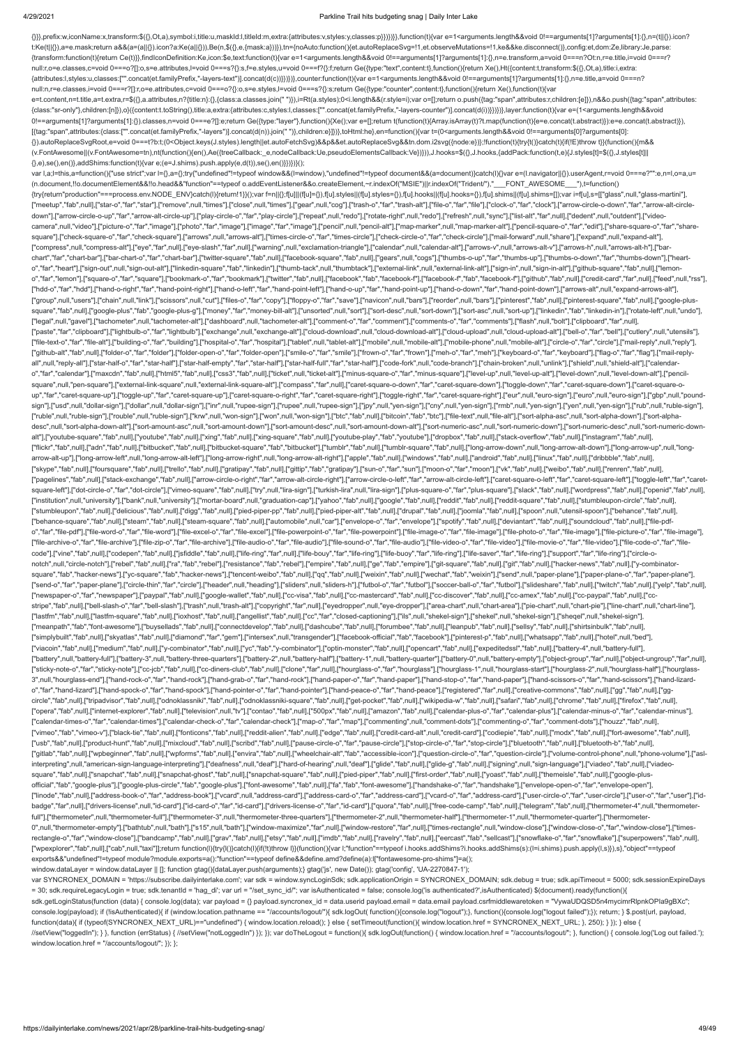```
{}}},prefix:w,iconName:x,transform:$({},Ot,a),symbol:i,title:u,maskId:l,titleId:m,extra:{attributes:v,styles:y,classes:p}})}})},function(t){var e=1<arguments.length&&void 0!==arguments[1]?arguments[1]:{},n=(t||{}).icon?t:Ke(t||{}),a=e.mask;return a&&(a=(a||{}).icon?a:Ke(a||{})),Be(n,$({},e,{mask:a}))}),tn={noAuto:function(){et.autoReplaceSvg=!1,et.observeMutations=!1,ke&&ke.disconnect()},config:et,dom:Ze,library:Je,parse:{transform:function(t){return Ce(t)}},findIconDefinition:Ke,icon:$e,text:function(t){var e=1<arguments.length&&void 0!==arguments[1]?arguments[1]:{},n=e.transform,a=void 0===n?Ot:n,r=e.title,i=void 0===r?null:r,o=e.classes,c=void 0===o?[]:o,s=e.attributes,l=void 0===s?{}:s,f=e.styles,u=void 0===f?{}:f;return Ge({type:"text",content:t},function(){return Xe(),Ht({content:t,transform:$({},Ot,a),title:i,extra:{attributes:l,styles:u,classes:["".concat(et.familyPrefix,"-layers-text")].concat(d(c))}})})},counter:function(t){var e=1<arguments.length&&void 0!==arguments[1]?arguments[1]:{},n=e.title,a=void 0===n?null:n,r=e.classes,i=void 0===r?[]:r,o=e.attributes,c=void 0===o?{}:o,s=e.styles,l=void 0===s?{}:s;return Ge({type:"counter",content:t},function(){return Xe(),function(t){var e=t.content,n=t.title,a=t.extra,r=$({},a.attributes,n?{title:n}:{},{class:a.classes.join(" ")}),i=Rt(a.styles);0<i.length&&(r.style=i);var o=[];return o.push({tag:"span",attributes:r,children:[e]}),n&&o.push({tag:"span",attributes:{class:"sr-only"},children:[n]}),o}({content:t.toString(),title:a,extra:{attributes:o,styles:l,classes:["".concat(et.familyPrefix,"-layers-counter")].concat(d(i))}})})},layer:function(t){var e=(1<arguments.length&&void 0!==arguments[1]?arguments[1]:{}).classes,n=void 0===e?[]:e;return Ge({type:"layer"},function(){Xe();var e=[];return t(function(t){Array.isArray(t)?t.map(function(t){e=e.concat(t.abstract)}):e=e.concat(t.abstract)}),[{tag:"span",attributes:{class:["".concat(et.familyPrefix,"-layers")].concat(d(n)).join(" ")},children:e}]})},toHtml:he},en=function(){var t=(0<arguments.length&&void 0!==arguments[0]?arguments[0]:{}).autoReplaceSvgRoot,e=void 0===t?b:t;(0<Object.keys(J.styles).length||et.autoFetchSvg)&&p&&et.autoReplaceSvg&&tn.dom.i2svg({node:e})};!function(t){try{t()}catch(t){if(!E)throw t}}(function(){m&&(v.FontAwesome||(v.FontAwesome=tn),nt(function(){en(),Ae({treeCallback:_e,nodeCallback:Ue,pseudoElementsCallback:Ve})})),J.hooks=$({},J.hooks,{addPack:function(t,e){J.styles[t]=$({},J.styles[t]||{},e),se(),en()},addShims:function(t){var e;(e=J.shims).push.apply(e,d(t)),se(),en()}})})}();
var l,a;l=this,a=function(){"use strict";var l={},a={};try{"undefined"!=typeof window&&(l=window),"undefined"!=typeof document&&(a=document)}catch(l){}var e=(l.navigator||{}).userAgent,r=void 0===e?"":e,n=l,o=a,u=(n.document,!!o.documentElement&&!!o.head&&"function"==typeof o.addEventListener&&o.createElement,~r.indexOf("MSIE")||r.indexOf("Trident/"),"___FONT_AWESOME___"),t=function(){try{return"production"===process.env.NODE_ENV}catch(l){return!1}}();var f=n||{};f[u]||(f[u]={}),f[u].styles||(f[u].styles={}),f[u].hooks||(f[u].hooks={}),f[u].shims||(f[u].shims=[]);var i=f[u],s=[["glass",null,"glass-martini"],["meetup","fab",null],["star-o","far","star"],["remove",null,"times"],["close",null,"times"],["gear",null,"cog"],["trash-o","far","trash-alt"],["file-o","far","file"],["clock-o","far","clock"],["arrow-circle-o-down","far","arrow-alt-circle-down"],["arrow-circle-o-up","far","arrow-alt-circle-up"],["play-circle-o","far","play-circle"],["repeat",null,"redo"],["rotate-right",null,"redo"],["refresh",null,"sync"],["list-alt","far",null],["dedent",null,"outdent"],["video-camera",null,"video"],["picture-o","far","image"],["photo","far","image"],["image","far","image"],["pencil",null,"pencil-alt"],["map-marker",null,"map-marker-alt"],["pencil-square-o","far","edit"],["share-square-o","far","share-square"],["check-square-o","far","check-square"],["arrows",null,"arrows-alt"],["times-circle-o","far","times-circle"],["check-circle-o","far","check-circle"],["mail-forward",null,"share"],["expand",null,"expand-alt"],["compress",null,"compress-alt"],["eye","far",null],["eye-slash","far",null],["warning",null,"exclamation-triangle"],["calendar",null,"calendar-alt"],["arrows-v",null,"arrows-alt-v"],["arrows-h",null,"arrows-alt-h"],["bar-chart","far","chart-bar"],["bar-chart-o","far","chart-bar"],["twitter-square","fab",null],["facebook-square","fab",null],["gears",null,"cogs"],["thumbs-o-up","far","thumbs-up"],["thumbs-o-down","far","thumbs-down"],["heart-o","far","heart"],["sign-out",null,"sign-out-alt"],["linkedin-square","fab","linkedin"],["thumb-tack",null,"thumbtack"],["external-link",null,"external-link-alt"],["sign-in",null,"sign-in-alt"],["github-square","fab",null],["lemon-o","far","lemon"],["square-o","far","square"],["bookmark-o","far","bookmark"],["twitter","fab",null],["facebook","fab","facebook-f"],["facebook-f","fab","facebook-f"],["github","fab",null],["credit-card","far",null],["feed",null,"rss"],["hdd-o","far","hdd"],["hand-o-right","far","hand-point-right"],["hand-o-left","far","hand-point-left"],["hand-o-up","far","hand-point-up"],["hand-o-down","far","hand-point-down"],["arrows-alt",null,"expand-arrows-alt"],["group",null,"users"],["chain",null,"link"],["scissors",null,"cut"],["files-o","far","copy"],["floppy-o","far","save"],["navicon",null,"bars"],["reorder",null,"bars"],["pinterest","fab",null],["pinterest-square","fab",null],["google-plus-square","fab",null],["google-plus","fab","google-plus-g"],["money","far","money-bill-alt"],["unsorted",null,"sort"],["sort-desc",null,"sort-down"],["sort-asc",null,"sort-up"],["linkedin","fab","linkedin-in"],["rotate-left",null,"undo"],["legal",null,"gavel"],["tachometer",null,"tachometer-alt"],["dashboard",null,"tachometer-alt"],["comment-o","far","comment"],["comments-o","far","comments"],["flash",null,"bolt"],["clipboard","far",null],["paste","far","clipboard"],["lightbulb-o","far","lightbulb"],["exchange",null,"exchange-alt"],["cloud-download",null,"cloud-download-alt"],["cloud-upload",null,"cloud-upload-alt"],["bell-o","far","bell"],["cutlery",null,"utensils"],["file-text-o","far","file-alt"],["building-o","far","building"],["hospital-o","far","hospital"],["tablet",null,"tablet-alt"],["mobile",null,"mobile-alt"],["mobile-phone",null,"mobile-alt"],["circle-o","far","circle"],["mail-reply",null,"reply"],["github-alt","fab",null],["folder-o","far","folder"],["folder-open-o","far","folder-open"],["smile-o","far","smile"],["frown-o","far","frown"],["meh-o","far","meh"],["keyboard-o","far","keyboard"],["flag-o","far","flag"],["mail-reply-all",null,"reply-all"],["star-half-o","far","star-half"],["star-half-empty","far","star-half"],["star-half-full","far","star-half"],["code-fork",null,"code-branch"],["chain-broken",null,"unlink"],["shield",null,"shield-alt"],["calendar-o","far","calendar"],["maxcdn","fab",null],["html5","fab",null],["css3","fab",null],["ticket",null,"ticket-alt"],["minus-square-o","far","minus-square"],["level-up",null,"level-up-alt"],["level-down",null,"level-down-alt"],["pencil-square",null,"pen-square"],["external-link-square",null,"external-link-square-alt"],["compass","far",null],["caret-square-o-down","far","caret-square-down"],["toggle-down","far","caret-square-down"],["caret-square-o-up","far","caret-square-up"],["toggle-up","far","caret-square-up"],["caret-square-o-right","far","caret-square-right"],["toggle-right","far","caret-square-right"],["eur",null,"euro-sign"],["euro",null,"euro-sign"],["gbp",null,"pound-sign"],["usd",null,"dollar-sign"],["dollar",null,"dollar-sign"],["inr",null,"rupee-sign"],["rupee",null,"rupee-sign"],["jpy",null,"yen-sign"],["cny",null,"yen-sign"],["rmb",null,"yen-sign"],["yen",null,"yen-sign"],["rub",null,"ruble-sign"],["ruble",null,"ruble-sign"],["rouble",null,"ruble-sign"],["krw",null,"won-sign"],["won",null,"won-sign"],["btc","fab",null],["bitcoin","fab","btc"],["file-text",null,"file-alt"],["sort-alpha-asc",null,"sort-alpha-down"],["sort-alpha-desc",null,"sort-alpha-down-alt"],["sort-amount-asc",null,"sort-amount-down"],["sort-amount-desc",null,"sort-amount-down-alt"],["sort-numeric-asc",null,"sort-numeric-down"],["sort-numeric-desc",null,"sort-numeric-down-alt"],["youtube-square","fab",null],["youtube","fab",null],["xing","fab",null],["xing-square","fab",null],["youtube-play","fab","youtube"],["dropbox","fab",null],["stack-overflow","fab",null],["instagram","fab",null],["flickr","fab",null],["adn","fab",null],["bitbucket","fab",null],["bitbucket-square","fab","bitbucket"],["tumblr","fab",null],["tumblr-square","fab",null],["long-arrow-down",null,"long-arrow-alt-down"],["long-arrow-up",null,"long-arrow-alt-up"],["long-arrow-left",null,"long-arrow-alt-left"],["long-arrow-right",null,"long-arrow-alt-right"],["apple","fab",null],["windows","fab",null],["android","fab",null],["linux","fab",null],["dribbble","fab",null],["skype","fab",null],["foursquare","fab",null],["trello","fab",null],["gratipay","fab",null],["gittip","fab","gratipay"],["sun-o","far","sun"],["moon-o","far","moon"],["vk","fab",null],["weibo","fab",null],["renren","fab",null],["pagelines","fab",null],["stack-exchange","fab",null],["arrow-circle-o-right","far","arrow-alt-circle-right"],["arrow-circle-o-left","far","arrow-alt-circle-left"],["caret-square-o-left","far","caret-square-left"],["toggle-left","far","caret-square-left"],["dot-circle-o","far","dot-circle"],["vimeo-square","fab",null],["try",null,"lira-sign"],["turkish-lira",null,"lira-sign"],["plus-square-o","far","plus-square"],["slack","fab",null],["wordpress","fab",null],["openid","fab",null],["institution",null,"university"],["bank",null,"university"],["mortar-board",null,"graduation-cap"],["yahoo","fab",null],["google","fab",null],["reddit","fab",null],["reddit-square","fab",null],["stumbleupon-circle","fab",null],["stumbleupon","fab",null],["delicious","fab",null],["digg","fab",null],["pied-piper-pp","fab",null],["pied-piper-alt","fab",null],["drupal","fab",null],["joomla","fab",null],["spoon",null,"utensil-spoon"],["behance","fab",null],["behance-square","fab",null],["steam","fab",null],["steam-square","fab",null],["automobile",null,"car"],["envelope-o","far","envelope"],["spotify","fab",null],["deviantart","fab",null],["soundcloud","fab",null],["file-pdf-o","far","file-pdf"],["file-word-o","far","file-word"],["file-excel-o","far","file-excel"],["file-powerpoint-o","far","file-powerpoint"],["file-image-o","far","file-image"],["file-photo-o","far","file-image"],["file-picture-o","far","file-image"],["file-archive-o","far","file-archive"],["file-zip-o","far","file-archive"],["file-audio-o","far","file-audio"],["file-sound-o","far","file-audio"],["file-video-o","far","file-video"],["file-movie-o","far","file-video"],["file-code-o","far","file-code"],["vine","fab",null],["codepen","fab",null],["jsfiddle","fab",null],["life-ring","far",null],["life-bouy","far","life-ring"],["life-buoy","far","life-ring"],["life-saver","far","life-ring"],["support","far","life-ring"],["circle-o-notch",null,"circle-notch"],["rebel","fab",null],["ra","fab","rebel"],["resistance","fab","rebel"],["empire","fab",null],["ge","fab","empire"],["git-square","fab",null],["git","fab",null],["hacker-news","fab",null],["y-combinator-square","fab","hacker-news"],["yc-square","fab","hacker-news"],["tencent-weibo","fab",null],["qq","fab",null],["weixin","fab",null],["wechat","fab","weixin"],["send",null,"paper-plane"],["paper-plane-o","far","paper-plane"],["send-o","far","paper-plane"],["circle-thin","far","circle"],["header",null,"heading"],["sliders",null,"sliders-h"],["futbol-o","far","futbol"],["soccer-ball-o","far","futbol"],["slideshare","fab",null],["twitch","fab",null],["yelp","fab",null],["newspaper-o","far","newspaper"],["paypal","fab",null],["google-wallet","fab",null],["cc-visa","fab",null],["cc-mastercard","fab",null],["cc-discover","fab",null],["cc-amex","fab",null],["cc-paypal","fab",null],["cc-stripe","fab",null],["bell-slash-o","far","bell-slash"],["trash",null,"trash-alt"],["copyright","far",null],["eyedropper",null,"eye-dropper"],["area-chart",null,"chart-area"],["pie-chart",null,"chart-pie"],["line-chart",null,"chart-line"],["lastfm","fab",null],["lastfm-square","fab",null],["ioxhost","fab",null],["angellist","fab",null],["cc","far","closed-captioning"],["ils",null,"shekel-sign"],["shekel",null,"shekel-sign"],["sheqel",null,"shekel-sign"],["meanpath","fab","font-awesome"],["buysellads","fab",null],["connectdevelop","fab",null],["dashcube","fab",null],["forumbee","fab",null],["leanpub","fab",null],["sellsy","fab",null],["shirtsinbulk","fab",null],["simplybuilt","fab",null],["skyatlas","fab",null],["diamond","far","gem"],["intersex",null,"transgender"],["facebook-official","fab","facebook"],["pinterest-p","fab",null],["whatsapp","fab",null],["hotel",null,"bed"],["viacoin","fab",null],["medium","fab",null],["y-combinator","fab",null],["yc","fab","y-combinator"],["optin-monster","fab",null],["opencart","fab",null],["expeditedssl","fab",null],["battery-4",null,"battery-full"],["battery",null,"battery-full"],["battery-3",null,"battery-three-quarters"],["battery-2",null,"battery-half"],["battery-1",null,"battery-quarter"],["battery-0",null,"battery-empty"],["object-group","far",null],["object-ungroup","far",null],["sticky-note-o","far","sticky-note"],["cc-jcb","fab",null],["cc-diners-club","fab",null],["clone","far",null],["hourglass-o","far","hourglass"],["hourglass-1",null,"hourglass-start"],["hourglass-2",null,"hourglass-half"],["hourglass-3",null,"hourglass-end"],["hand-rock-o","far","hand-rock"],["hand-grab-o","far","hand-rock"],["hand-paper-o","far","hand-paper"],["hand-stop-o","far","hand-paper"],["hand-scissors-o","far","hand-scissors"],["hand-lizard-o","far","hand-lizard"],["hand-spock-o","far","hand-spock"],["hand-pointer-o","far","hand-pointer"],["hand-peace-o","far","hand-peace"],["registered","far",null],["creative-commons","fab",null],["gg","fab",null],["gg-circle","fab",null],["tripadvisor","fab",null],["odnoklassniki","fab",null],["odnoklassniki-square","fab",null],["get-pocket","fab",null],["wikipedia-w","fab",null],["safari","fab",null],["chrome","fab",null],["firefox","fab",null],["opera","fab",null],["internet-explorer","fab",null],["television",null,"tv"],["contao","fab",null],["500px","fab",null],["amazon","fab",null],["calendar-plus-o","far","calendar-plus"],["calendar-minus-o","far","calendar-minus"],["calendar-times-o","far","calendar-times"],["calendar-check-o","far","calendar-check"],["map-o","far","map"],["commenting",null,"comment-dots"],["commenting-o","far","comment-dots"],["houzz","fab",null],["vimeo","fab","vimeo-v"],["black-tie","fab",null],["fonticons","fab",null],["reddit-alien","fab",null],["edge","fab",null],["credit-card-alt",null,"credit-card"],["codiepie","fab",null],["modx","fab",null],["fort-awesome","fab",null],["usb","fab",null],["product-hunt","fab",null],["mixcloud","fab",null],["scribd","fab",null],["pause-circle-o","far","pause-circle"],["stop-circle-o","far","stop-circle"],["bluetooth","fab",null],["bluetooth-b","fab",null],["gitlab","fab",null],["wpbeginner","fab",null],["wpforms","fab",null],["envira","fab",null],["wheelchair-alt","fab","accessible-icon"],["question-circle-o","far","question-circle"],["volume-control-phone",null,"phone-volume"],["asl-interpreting",null,"american-sign-language-interpreting"],["deafness",null,"deaf"],["hard-of-hearing",null,"deaf"],["glide","fab",null],["glide-g","fab",null],["signing",null,"sign-language"],["viadeo","fab",null],["viadeo-square","fab",null],["snapchat","fab",null],["snapchat-ghost","fab",null],["snapchat-square","fab",null],["pied-piper","fab",null],["first-order","fab",null],["yoast","fab",null],["themeisle","fab",null],["google-plus-official","fab","google-plus"],["google-plus-circle","fab","google-plus"],["font-awesome","fab",null],["fa","fab","font-awesome"],["handshake-o","far","handshake"],["envelope-open-o","far","envelope-open"],["linode","fab",null],["address-book-o","far","address-book"],["vcard",null,"address-card"],["address-card-o","far","address-card"],["vcard-o","far","address-card"],["user-circle-o","far","user-circle"],["user-o","far","user"],["id-badge","far",null],["drivers-license",null,"id-card"],["id-card-o","far","id-card"],["drivers-license-o","far","id-card"],["quora","fab",null],["free-code-camp","fab",null],["telegram","fab",null],["thermometer-4",null,"thermometer-full"],["thermometer",null,"thermometer-full"],["thermometer-3",null,"thermometer-three-quarters"],["thermometer-2",null,"thermometer-half"],["thermometer-1",null,"thermometer-quarter"],["thermometer-0",null,"thermometer-empty"],["bathtub",null,"bath"],["s15",null,"bath"],["window-maximize","far",null],["window-restore","far",null],["times-rectangle",null,"window-close"],["window-close-o","far","window-close"],["times-rectangle-o","far","window-close"],["bandcamp","fab",null],["grav","fab",null],["etsy","fab",null],["imdb","fab",null],["ravelry","fab",null],["eercast","fab","sellcast"],["snowflake-o","far","snowflake"],["superpowers","fab",null],["wpexplorer","fab",null],["cab",null,"taxi"]];return function(l){try{l()}catch(l){if(!t)throw l}}(function(){var l;"function"==typeof i.hooks.addShims?i.hooks.addShims(s):(l=i.shims).push.apply(l,s)}),s},"object"==typeof exports&&"undefined"!=typeof module?module.exports=a():"function"==typeof define&&define.amd?define(a):l["fontawesome-pro-shims"]=a();
window.dataLayer = window.dataLayer || []; function gtag(){dataLayer.push(arguments);} gtag('js', new Date()); gtag('config', 'UA-2270847-1');
var SYNCRONEX_DOMAIN = 'https://subscribe.dailyinterlake.com'; var sdk = window.syncLoginSdk; sdk.applicationOrigin = SYNCRONEX_DOMAIN; sdk.debug = true; sdk.apiTimeout = 5000; sdk.sessionExpireDays = 30; sdk.requireLegacyLogin = true; sdk.tenantId = 'hag_di'; var url = "/set_sync_id/"; var isAuthenticated = false; console.log('is authenticated?',isAuthenticated) $(document).ready(function(){ sdk.getLoginStatus(function (data) { console.log(data); var payload = {} payload.syncronex_id = data.userid payload.email = data.email payload.csrfmiddlewaretoken = "VywaUDQSD5n4mycimRlpnkOPla9gBXc"; console.log(payload); if (!isAuthenticated){ if (window.location.pathname == "/accounts/logout/"){ sdk.logOut( function(){console.log("logout");}, function(){console.log("logout failed");}); return; } $.post(url, payload, function(data){ if (typeof(SYNCRONEX_NEXT_URL)=="undefined") { window.location.reload(); } else { setTimeout(function(){ window.location.href = SYNCRONEX_NEXT_URL; }, 250); } }); } else { //setView("loggedIn"); } }, function (errStatus) { //setView("notLoggedIn") }); }); var doTheLogout = function(){ sdk.logOut(function() { window.location.href = "/accounts/logout/"; }, function() { console.log('Log out failed.'); window.location.href = "/accounts/logout/"; }); };
```